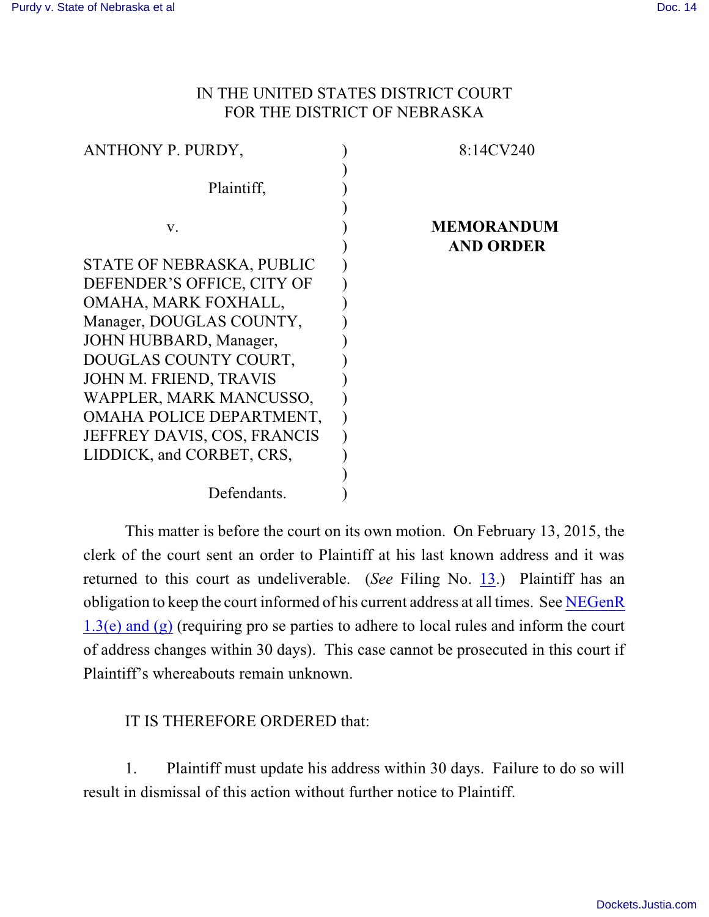IN THE UNITED STATES DISTRICT COURT
FOR THE DISTRICT OF NEBRASKA

| | | |
|---|---|---|
| ANTHONY P. PURDY, Plaintiff, v. STATE OF NEBRASKA, PUBLIC DEFENDER'S OFFICE, CITY OF OMAHA, MARK FOXHALL, Manager, DOUGLAS COUNTY, JOHN HUBBARD, Manager, DOUGLAS COUNTY COURT, JOHN M. FRIEND, TRAVIS WAPPLER, MARK MANCUSSO, OMAHA POLICE DEPARTMENT, JEFFREY DAVIS, COS, FRANCIS LIDDICK, and CORBET, CRS, Defendants. | ) | 8:14CV240 **MEMORANDUM AND ORDER** |

This matter is before the court on its own motion. On February 13, 2015, the clerk of the court sent an order to Plaintiff at his last known address and it was returned to this court as undeliverable. (*See* Filing No. 13.) Plaintiff has an obligation to keep the court informed of his current address at all times. See NEGenR 1.3(e) and (g) (requiring pro se parties to adhere to local rules and inform the court of address changes within 30 days). This case cannot be prosecuted in this court if Plaintiff's whereabouts remain unknown.

IT IS THEREFORE ORDERED that:

1. Plaintiff must update his address within 30 days. Failure to do so will result in dismissal of this action without further notice to Plaintiff.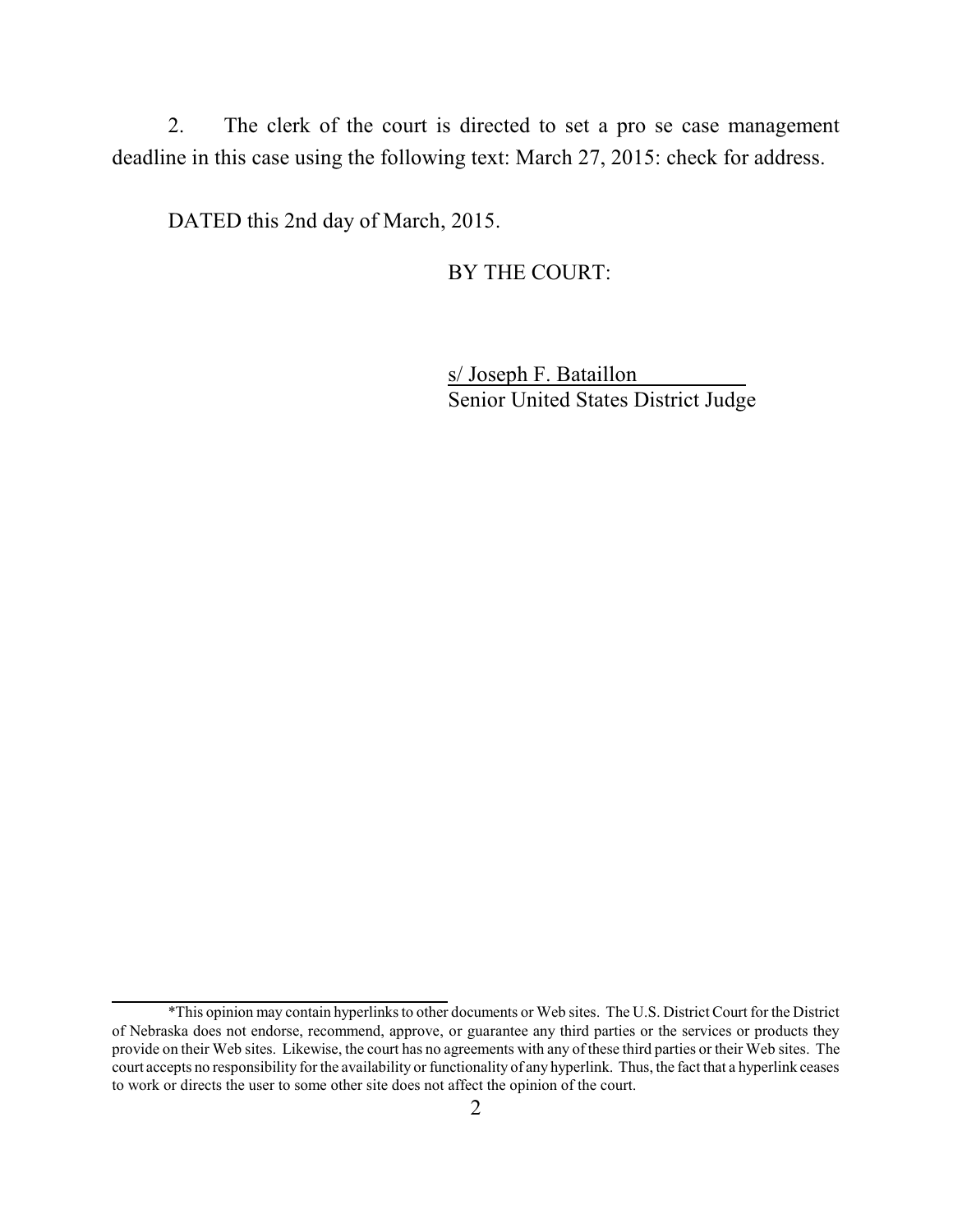2. The clerk of the court is directed to set a pro se case management deadline in this case using the following text: March 27, 2015: check for address.

DATED this 2nd day of March, 2015.

BY THE COURT:

s/ Joseph F. Bataillon
Senior United States District Judge

---

*This opinion may contain hyperlinks to other documents or Web sites. The U.S. District Court for the District of Nebraska does not endorse, recommend, approve, or guarantee any third parties or the services or products they provide on their Web sites. Likewise, the court has no agreements with any of these third parties or their Web sites. The court accepts no responsibility for the availability or functionality of any hyperlink. Thus, the fact that a hyperlink ceases to work or directs the user to some other site does not affect the opinion of the court.